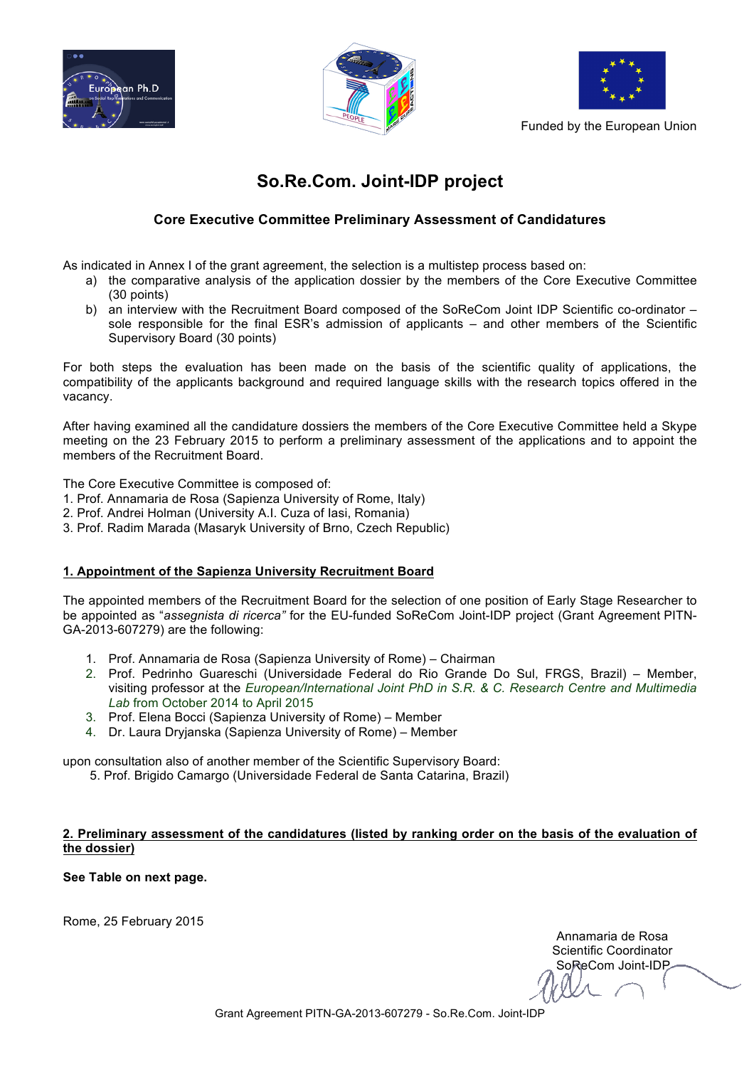Funded by the European Union

# So.Re.Com. Joint-IDP project

## Core Executive Committee Preliminary Assessment of Candidatures

As indicated in Annex I of the grant agreement, the selection is a multistep process based on:

a) the comparative analysis of the application dossier by the members of the Core Executive Committee (30 points)
b) an interview with the Recruitment Board composed of the SoReCom Joint IDP Scientific co-ordinator – sole responsible for the final ESR's admission of applicants – and other members of the Scientific Supervisory Board (30 points)

For both steps the evaluation has been made on the basis of the scientific quality of applications, the compatibility of the applicants background and required language skills with the research topics offered in the vacancy.

After having examined all the candidature dossiers the members of the Core Executive Committee held a Skype meeting on the 23 February 2015 to perform a preliminary assessment of the applications and to appoint the members of the Recruitment Board.

The Core Executive Committee is composed of:
1. Prof. Annamaria de Rosa (Sapienza University of Rome, Italy)
2. Prof. Andrei Holman (University A.I. Cuza of Iasi, Romania)
3. Prof. Radim Marada (Masaryk University of Brno, Czech Republic)

### 1. Appointment of the Sapienza University Recruitment Board

The appointed members of the Recruitment Board for the selection of one position of Early Stage Researcher to be appointed as "*assegnista di ricerca"* for the EU-funded SoReCom Joint-IDP project (Grant Agreement PITN-GA-2013-607279) are the following:

1. Prof. Annamaria de Rosa (Sapienza University of Rome) – Chairman
2. Prof. Pedrinho Guareschi (Universidade Federal do Rio Grande Do Sul, FRGS, Brazil) – Member, visiting professor at the *European/International Joint PhD in S.R. & C. Research Centre and Multimedia Lab* from October 2014 to April 2015
3. Prof. Elena Bocci (Sapienza University of Rome) – Member
4. Dr. Laura Dryjanska (Sapienza University of Rome) – Member

upon consultation also of another member of the Scientific Supervisory Board:

5. Prof. Brigido Camargo (Universidade Federal de Santa Catarina, Brazil)

### 2. Preliminary assessment of the candidatures (listed by ranking order on the basis of the evaluation of the dossier)

**See Table on next page.**

Rome, 25 February 2015

Annamaria de Rosa
Scientific Coordinator
SoReCom Joint-IDP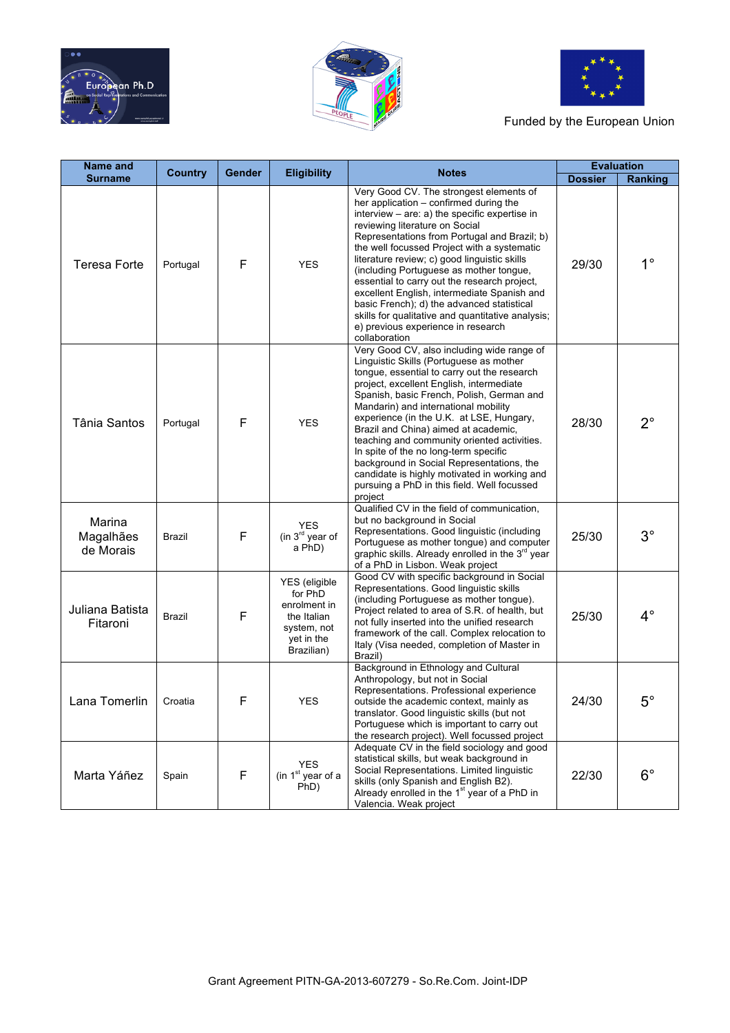Funded by the European Union

| Name and Surname | Country | Gender | Eligibility | Notes | Evaluation | |
|---|---|---|---|---|---|---|
| | | | | | Dossier | Ranking |
| Teresa Forte | Portugal | F | YES | Very Good CV. The strongest elements of her application – confirmed during the interview – are: a) the specific expertise in reviewing literature on Social Representations from Portugal and Brazil; b) the well focussed Project with a systematic literature review; c) good linguistic skills (including Portuguese as mother tongue, essential to carry out the research project, excellent English, intermediate Spanish and basic French); d) the advanced statistical skills for qualitative and quantitative analysis; e) previous experience in research collaboration | 29/30 | 1° |
| Tânia Santos | Portugal | F | YES | Very Good CV, also including wide range of Linguistic Skills (Portuguese as mother tongue, essential to carry out the research project, excellent English, intermediate Spanish, basic French, Polish, German and Mandarin) and international mobility experience (in the U.K. at LSE, Hungary, Brazil and China) aimed at academic, teaching and community oriented activities. In spite of the no long-term specific background in Social Representations, the candidate is highly motivated in working and pursuing a PhD in this field. Well focussed project | 28/30 | 2° |
| Marina Magalhães de Morais | Brazil | F | YES (in 3rd year of a PhD) | Qualified CV in the field of communication, but no background in Social Representations. Good linguistic (including Portuguese as mother tongue) and computer graphic skills. Already enrolled in the 3rd year of a PhD in Lisbon. Weak project | 25/30 | 3° |
| Juliana Batista Fitaroni | Brazil | F | YES (eligible for PhD enrolment in the Italian system, not yet in the Brazilian) | Good CV with specific background in Social Representations. Good linguistic skills (including Portuguese as mother tongue). Project related to area of S.R. of health, but not fully inserted into the unified research framework of the call. Complex relocation to Italy (Visa needed, completion of Master in Brazil) | 25/30 | 4° |
| Lana Tomerlin | Croatia | F | YES | Background in Ethnology and Cultural Anthropology, but not in Social Representations. Professional experience outside the academic context, mainly as translator. Good linguistic skills (but not Portuguese which is important to carry out the research project). Well focussed project | 24/30 | 5° |
| Marta Yáñez | Spain | F | YES (in 1st year of a PhD) | Adequate CV in the field sociology and good statistical skills, but weak background in Social Representations. Limited linguistic skills (only Spanish and English B2). Already enrolled in the 1st year of a PhD in Valencia. Weak project | 22/30 | 6° |

Grant Agreement PITN-GA-2013-607279 - So.Re.Com. Joint-IDP